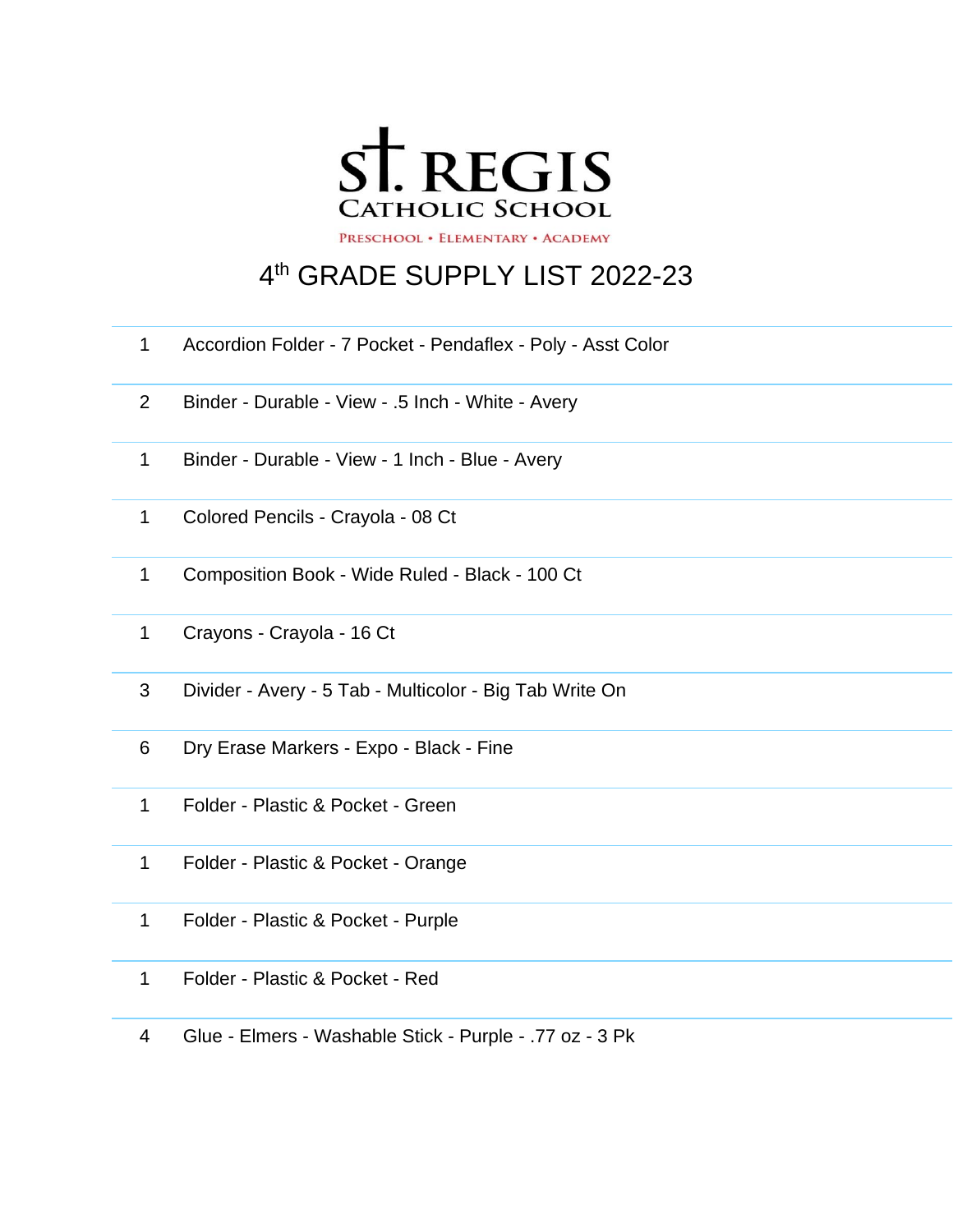# St. Regis Catholic School

Preschool • Elementary • Academy

## 4th GRADE SUPPLY LIST 2022-23

| | |
|---|---|
| 1 | Accordion Folder - 7 Pocket - Pendaflex - Poly - Asst Color |
| 2 | Binder - Durable - View - .5 Inch - White - Avery |
| 1 | Binder - Durable - View - 1 Inch - Blue - Avery |
| 1 | Colored Pencils - Crayola - 08 Ct |
| 1 | Composition Book - Wide Ruled - Black - 100 Ct |
| 1 | Crayons - Crayola - 16 Ct |
| 3 | Divider - Avery - 5 Tab - Multicolor - Big Tab Write On |
| 6 | Dry Erase Markers - Expo - Black - Fine |
| 1 | Folder - Plastic & Pocket - Green |
| 1 | Folder - Plastic & Pocket - Orange |
| 1 | Folder - Plastic & Pocket - Purple |
| 1 | Folder - Plastic & Pocket - Red |
| 4 | Glue - Elmers - Washable Stick - Purple - .77 oz - 3 Pk |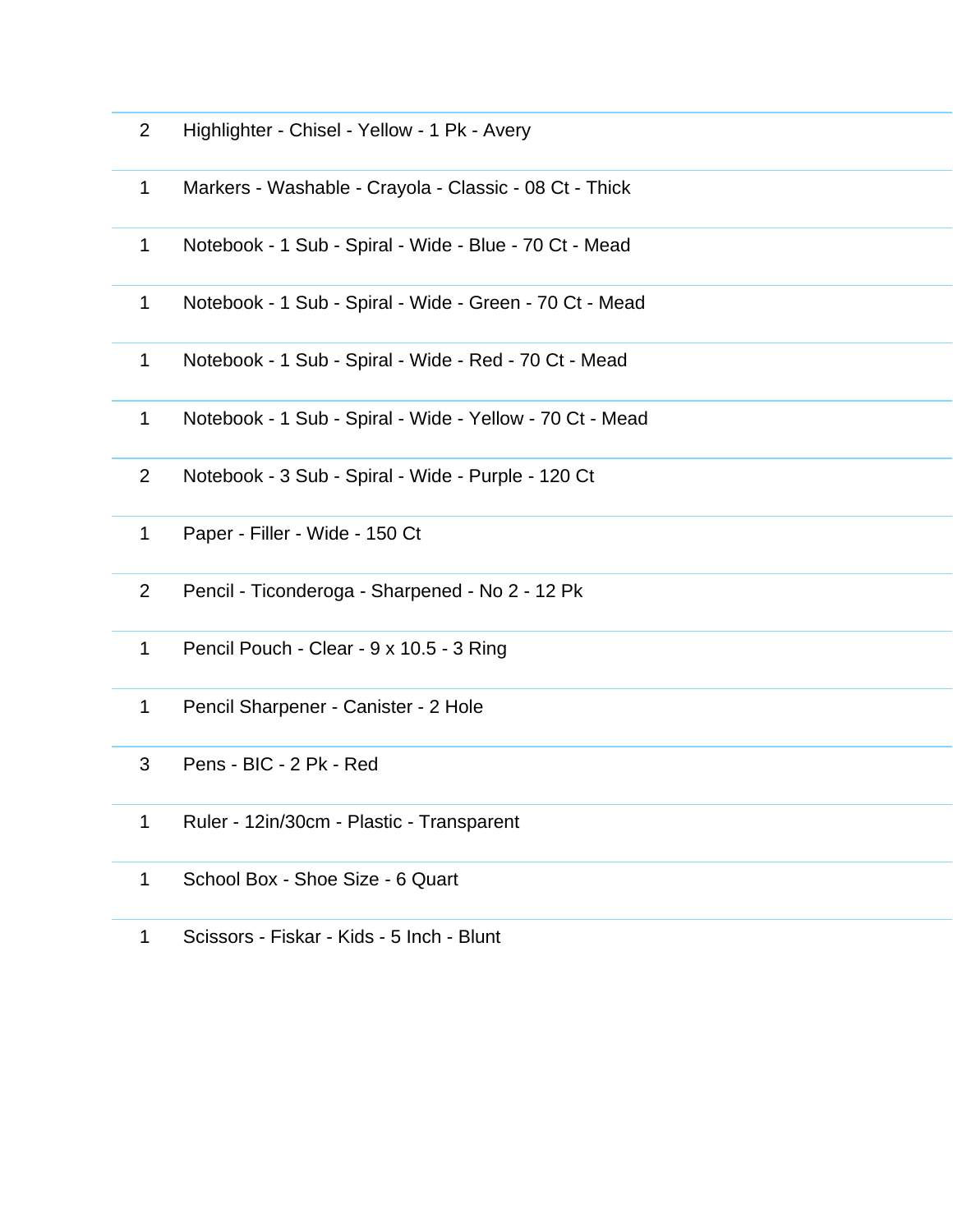| | |
|---|---|
| 2 | Highlighter - Chisel - Yellow - 1 Pk - Avery |
| 1 | Markers - Washable - Crayola - Classic - 08 Ct - Thick |
| 1 | Notebook - 1 Sub - Spiral - Wide - Blue - 70 Ct - Mead |
| 1 | Notebook - 1 Sub - Spiral - Wide - Green - 70 Ct - Mead |
| 1 | Notebook - 1 Sub - Spiral - Wide - Red - 70 Ct - Mead |
| 1 | Notebook - 1 Sub - Spiral - Wide - Yellow - 70 Ct - Mead |
| 2 | Notebook - 3 Sub - Spiral - Wide - Purple - 120 Ct |
| 1 | Paper - Filler - Wide - 150 Ct |
| 2 | Pencil - Ticonderoga - Sharpened - No 2 - 12 Pk |
| 1 | Pencil Pouch - Clear - 9 x 10.5 - 3 Ring |
| 1 | Pencil Sharpener - Canister - 2 Hole |
| 3 | Pens - BIC - 2 Pk - Red |
| 1 | Ruler - 12in/30cm - Plastic - Transparent |
| 1 | School Box - Shoe Size - 6 Quart |
| 1 | Scissors - Fiskar - Kids - 5 Inch - Blunt |